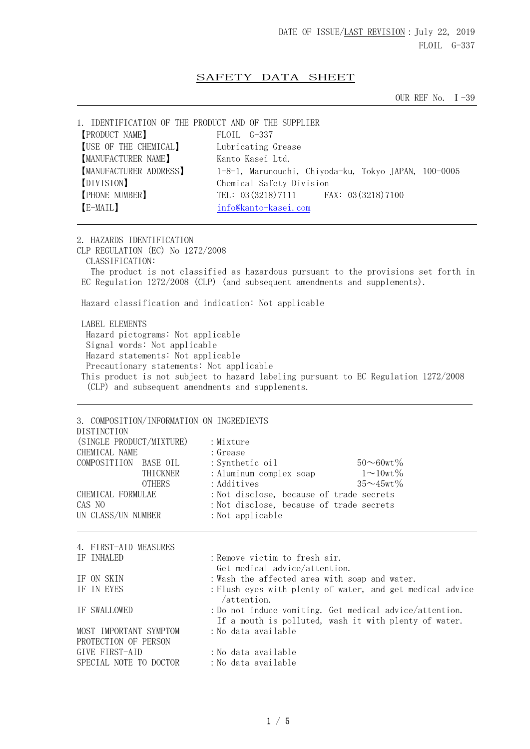DATE OF ISSUE/LAST REVISION：July 22, 2019
FLOIL G-337

# SAFETY DATA SHEET

OUR REF No. Ｉ-39

## 1. IDENTIFICATION OF THE PRODUCT AND OF THE SUPPLIER

| | |
|---|---|
| 【PRODUCT NAME】 | FLOIL G-337 |
| 【USE OF THE CHEMICAL】 | Lubricating Grease |
| 【MANUFACTURER NAME】 | Kanto Kasei Ltd. |
| 【MANUFACTURER ADDRESS】 | 1-8-1, Marunouchi, Chiyoda-ku, Tokyo JAPAN, 100-0005 |
| 【DIVISION】 | Chemical Safety Division |
| 【PHONE NUMBER】 | TEL: 03(3218)7111　　FAX: 03(3218)7100 |
| 【E-MAIL】 | info@kanto-kasei.com |

## 2. HAZARDS IDENTIFICATION

CLP REGULATION (EC) No 1272/2008

CLASSIFICATION:

The product is not classified as hazardous pursuant to the provisions set forth in EC Regulation 1272/2008 (CLP) (and subsequent amendments and supplements).

Hazard classification and indication: Not applicable

LABEL ELEMENTS

- Hazard pictograms: Not applicable
- Signal words: Not applicable
- Hazard statements: Not applicable
- Precautionary statements: Not applicable

This product is not subject to hazard labeling pursuant to EC Regulation 1272/2008 (CLP) and subsequent amendments and supplements.

## 3. COMPOSITION/INFORMATION ON INGREDIENTS

| | | | |
|---|---|---|---|
| DISTINCTION (SINGLE PRODUCT/MIXTURE) | | :Mixture | |
| CHEMICAL NAME | | :Grease | |
| COMPOSITIION | BASE OIL | :Synthetic oil | 50～60wt% |
| | THICKNER | :Aluminum complex soap | 1～10wt% |
| | OTHERS | :Additives | 35～45wt% |
| CHEMICAL FORMULAE | | :Not disclose, because of trade secrets | |
| CAS NO | | :Not disclose, because of trade secrets | |
| UN CLASS/UN NUMBER | | :Not applicable | |

## 4. FIRST-AID MEASURES

| | |
|---|---|
| IF INHALED | :Remove victim to fresh air. Get medical advice/attention. |
| IF ON SKIN | :Wash the affected area with soap and water. |
| IF IN EYES | :Flush eyes with plenty of water, and get medical advice /attention. |
| IF SWALLOWED | :Do not induce vomiting. Get medical advice/attention. If a mouth is polluted, wash it with plenty of water. |
| MOST IMPORTANT SYMPTOM | :No data available |
| PROTECTION OF PERSON GIVE FIRST-AID | :No data available |
| SPECIAL NOTE TO DOCTOR | :No data available |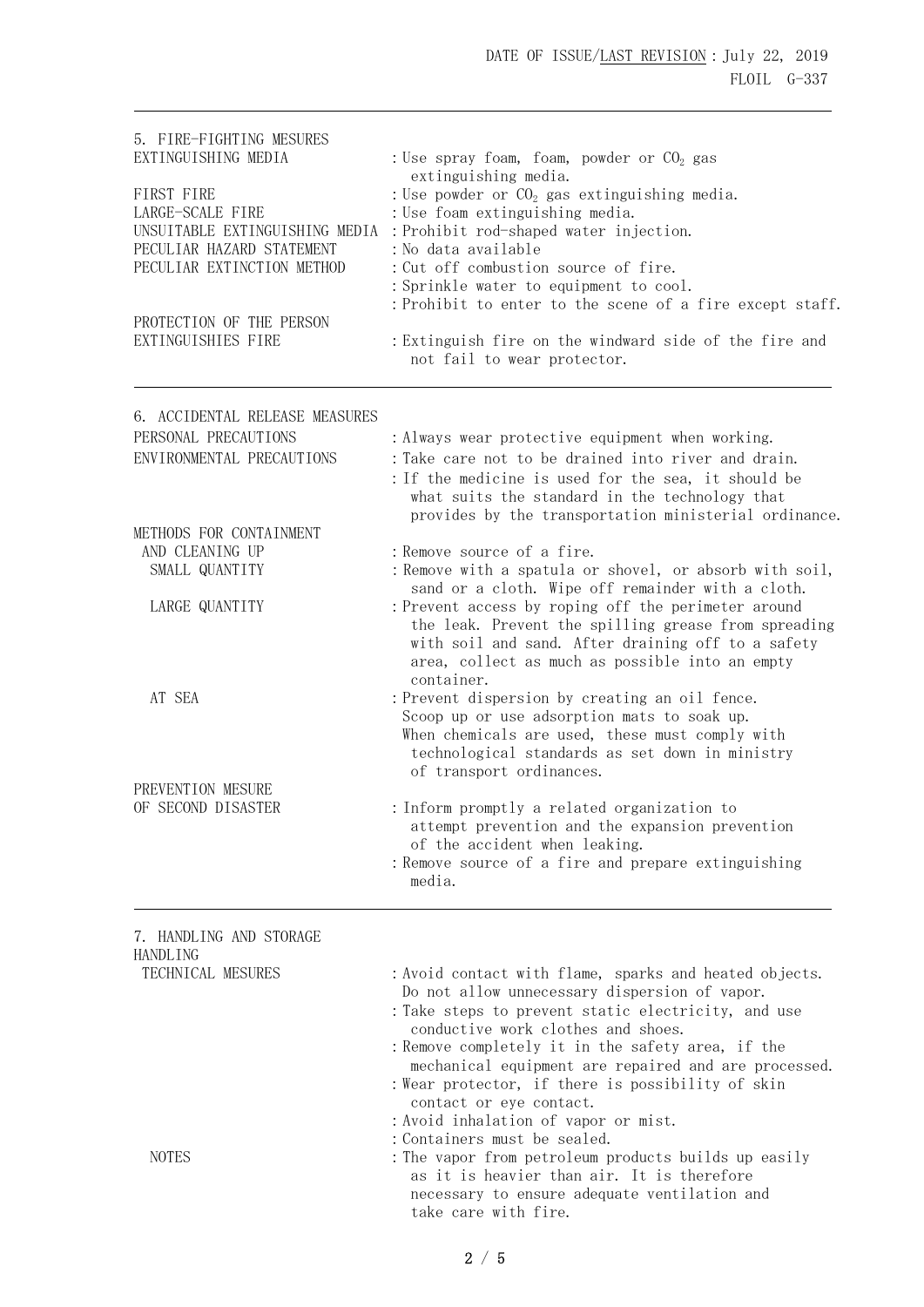## 5. FIRE-FIGHTING MESURES

| | |
|---|---|
| EXTINGUISHING MEDIA | : Use spray foam, foam, powder or $CO_2$ gas extinguishing media. |
| FIRST FIRE | : Use powder or $CO_2$ gas extinguishing media. |
| LARGE-SCALE FIRE | : Use foam extinguishing media. |
| UNSUITABLE EXTINGUISHING MEDIA | : Prohibit rod-shaped water injection. |
| PECULIAR HAZARD STATEMENT | : No data available |
| PECULIAR EXTINCTION METHOD | : Cut off combustion source of fire.<br>: Sprinkle water to equipment to cool.<br>: Prohibit to enter to the scene of a fire except staff. |
| PROTECTION OF THE PERSON EXTINGUISHIES FIRE | : Extinguish fire on the windward side of the fire and not fail to wear protector. |

## 6. ACCIDENTAL RELEASE MEASURES

| | |
|---|---|
| PERSONAL PRECAUTIONS | : Always wear protective equipment when working. |
| ENVIRONMENTAL PRECAUTIONS | : Take care not to be drained into river and drain.<br>: If the medicine is used for the sea, it should be what suits the standard in the technology that provides by the transportation ministerial ordinance. |
| METHODS FOR CONTAINMENT AND CLEANING UP | : Remove source of a fire. |
| SMALL QUANTITY | : Remove with a spatula or shovel, or absorb with soil, sand or a cloth. Wipe off remainder with a cloth. |
| LARGE QUANTITY | : Prevent access by roping off the perimeter around the leak. Prevent the spilling grease from spreading with soil and sand. After draining off to a safety area, collect as much as possible into an empty container. |
| AT SEA | : Prevent dispersion by creating an oil fence. Scoop up or use adsorption mats to soak up. When chemicals are used, these must comply with technological standards as set down in ministry of transport ordinances. |
| PREVENTION MESURE OF SECOND DISASTER | : Inform promptly a related organization to attempt prevention and the expansion prevention of the accident when leaking.<br>: Remove source of a fire and prepare extinguishing media. |

## 7. HANDLING AND STORAGE

HANDLING

| | |
|---|---|
| TECHNICAL MESURES | : Avoid contact with flame, sparks and heated objects. Do not allow unnecessary dispersion of vapor.<br>: Take steps to prevent static electricity, and use conductive work clothes and shoes.<br>: Remove completely it in the safety area, if the mechanical equipment are repaired and are processed.<br>: Wear protector, if there is possibility of skin contact or eye contact.<br>: Avoid inhalation of vapor or mist.<br>: Containers must be sealed. |
| NOTES | : The vapor from petroleum products builds up easily as it is heavier than air. It is therefore necessary to ensure adequate ventilation and take care with fire. |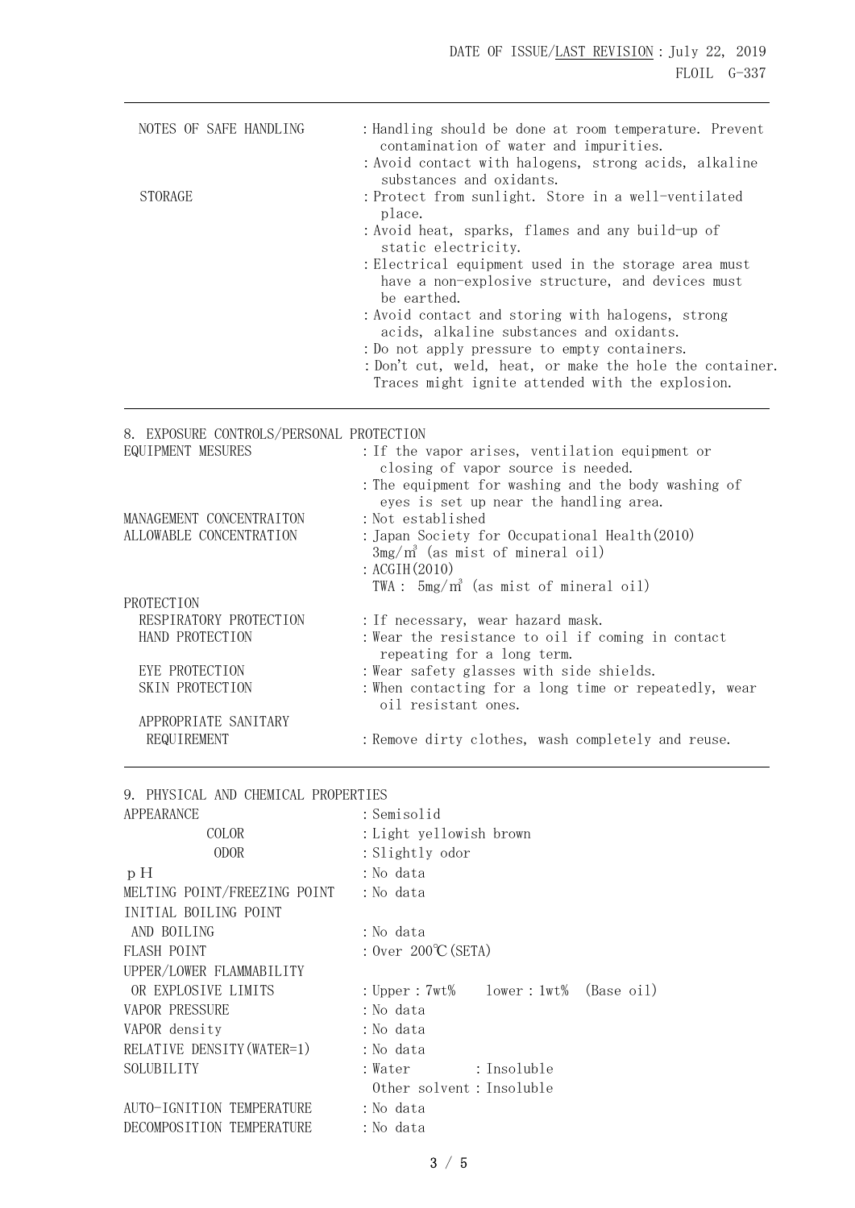| | |
|---|---|
| NOTES OF SAFE HANDLING | : Handling should be done at room temperature. Prevent contamination of water and impurities. |
| | : Avoid contact with halogens, strong acids, alkaline substances and oxidants. |
| STORAGE | : Protect from sunlight. Store in a well-ventilated place. |
| | : Avoid heat, sparks, flames and any build-up of static electricity. |
| | : Electrical equipment used in the storage area must have a non-explosive structure, and devices must be earthed. |
| | : Avoid contact and storing with halogens, strong acids, alkaline substances and oxidants. |
| | : Do not apply pressure to empty containers. |
| | : Don't cut, weld, heat, or make the hole the container. Traces might ignite attended with the explosion. |

## 8. EXPOSURE CONTROLS/PERSONAL PROTECTION

| | |
|---|---|
| EQUIPMENT MESURES | : If the vapor arises, ventilation equipment or closing of vapor source is needed. |
| | : The equipment for washing and the body washing of eyes is set up near the handling area. |
| MANAGEMENT CONCENTRAITON | : Not established |
| ALLOWABLE CONCENTRATION | : Japan Society for Occupational Health(2010) 3mg/m³ (as mist of mineral oil) |
| | : ACGIH(2010) TWA : 5mg/m³ (as mist of mineral oil) |
| PROTECTION | |
| RESPIRATORY PROTECTION | : If necessary, wear hazard mask. |
| HAND PROTECTION | : Wear the resistance to oil if coming in contact repeating for a long term. |
| EYE PROTECTION | : Wear safety glasses with side shields. |
| SKIN PROTECTION | : When contacting for a long time or repeatedly, wear oil resistant ones. |
| APPROPRIATE SANITARY REQUIREMENT | : Remove dirty clothes, wash completely and reuse. |

## 9. PHYSICAL AND CHEMICAL PROPERTIES

| | |
|---|---|
| APPEARANCE | : Semisolid |
| COLOR | : Light yellowish brown |
| ODOR | : Slightly odor |
| pH | : No data |
| MELTING POINT/FREEZING POINT | : No data |
| INITIAL BOILING POINT AND BOILING | : No data |
| FLASH POINT | : Over 200℃(SETA) |
| UPPER/LOWER FLAMMABILITY OR EXPLOSIVE LIMITS | : Upper : 7wt%　lower : 1wt%　(Base oil) |
| VAPOR PRESSURE | : No data |
| VAPOR density | : No data |
| RELATIVE DENSITY(WATER=1) | : No data |
| SOLUBILITY | : Water : Insoluble<br>Other solvent : Insoluble |
| AUTO-IGNITION TEMPERATURE | : No data |
| DECOMPOSITION TEMPERATURE | : No data |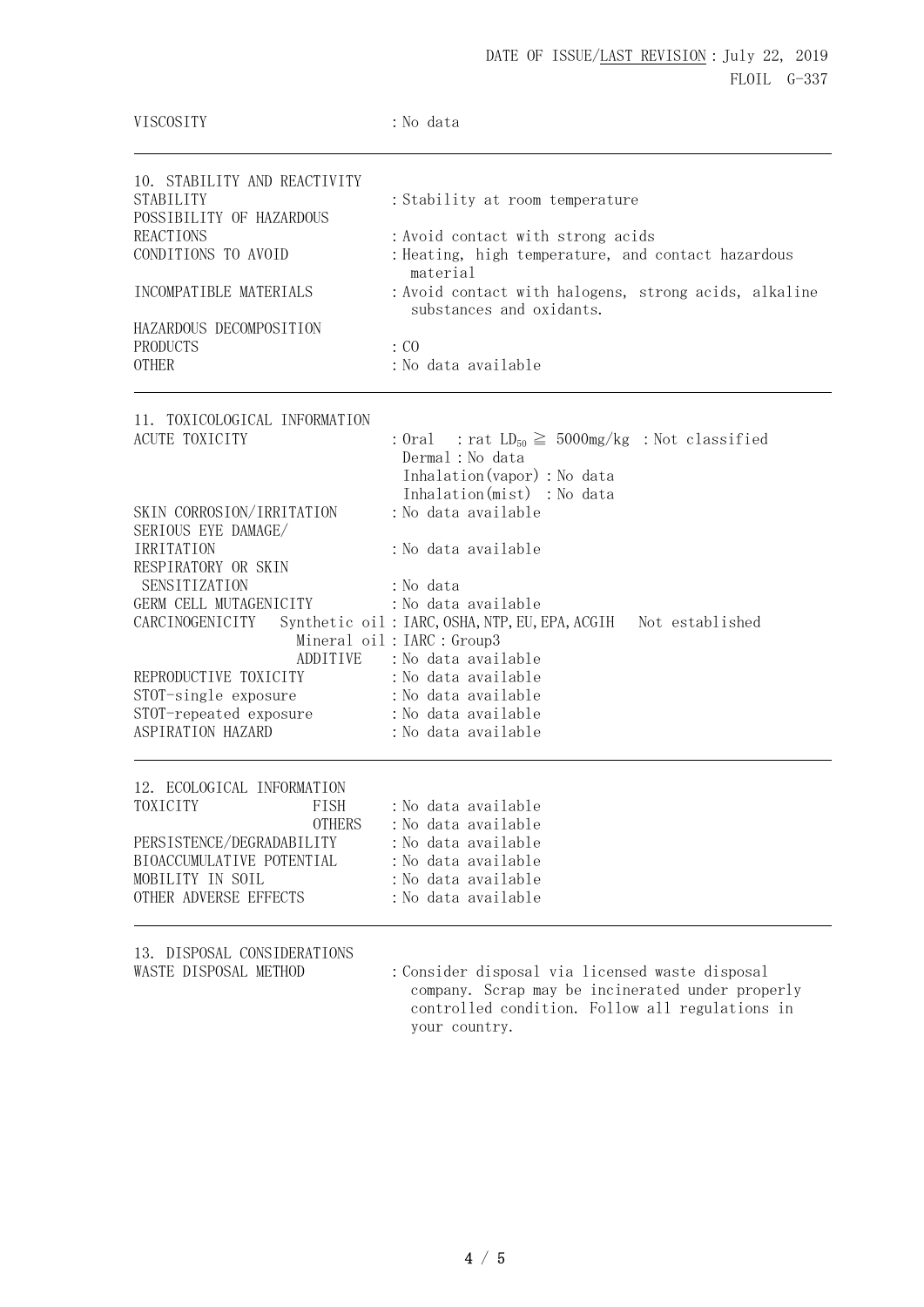| | |
|---|---|
| VISCOSITY | : No data |

## 10. STABILITY AND REACTIVITY

| | |
|---|---|
| STABILITY | : Stability at room temperature |
| POSSIBILITY OF HAZARDOUS REACTIONS | : Avoid contact with strong acids |
| CONDITIONS TO AVOID | : Heating, high temperature, and contact hazardous material |
| INCOMPATIBLE MATERIALS | : Avoid contact with halogens, strong acids, alkaline substances and oxidants. |
| HAZARDOUS DECOMPOSITION PRODUCTS | : CO |
| OTHER | : No data available |

## 11. TOXICOLOGICAL INFORMATION

| | | |
|---|---|---|
| ACUTE TOXICITY | | : Oral : rat $LD_{50} \geqq 5000$mg/kg : Not classified<br>Dermal : No data<br>Inhalation(vapor) : No data<br>Inhalation(mist) : No data |
| SKIN CORROSION/IRRITATION | | : No data available |
| SERIOUS EYE DAMAGE/ IRRITATION | | : No data available |
| RESPIRATORY OR SKIN SENSITIZATION | | : No data |
| GERM CELL MUTAGENICITY | | : No data available |
| CARCINOGENICITY | Synthetic oil | : IARC, OSHA, NTP, EU, EPA, ACGIH Not established |
| | Mineral oil | : IARC : Group3 |
| | ADDITIVE | : No data available |
| REPRODUCTIVE TOXICITY | | : No data available |
| STOT-single exposure | | : No data available |
| STOT-repeated exposure | | : No data available |
| ASPIRATION HAZARD | | : No data available |

## 12. ECOLOGICAL INFORMATION

| | | |
|---|---|---|
| TOXICITY | FISH | : No data available |
| | OTHERS | : No data available |
| PERSISTENCE/DEGRADABILITY | | : No data available |
| BIOACCUMULATIVE POTENTIAL | | : No data available |
| MOBILITY IN SOIL | | : No data available |
| OTHER ADVERSE EFFECTS | | : No data available |

## 13. DISPOSAL CONSIDERATIONS

| | |
|---|---|
| WASTE DISPOSAL METHOD | : Consider disposal via licensed waste disposal company. Scrap may be incinerated under properly controlled condition. Follow all regulations in your country. |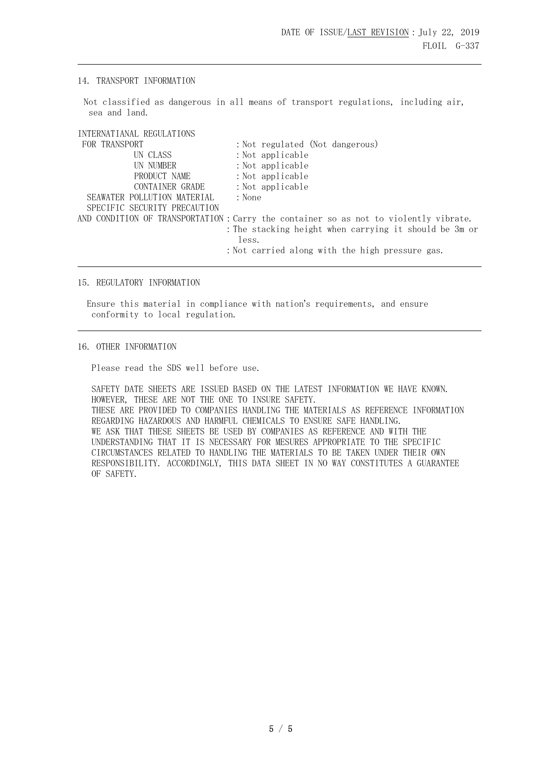## 14. TRANSPORT INFORMATION

Not classified as dangerous in all means of transport regulations, including air, sea and land.

| | |
|---|---|
| INTERNATIANAL REGULATIONS FOR TRANSPORT | : Not regulated (Not dangerous) |
| UN CLASS | : Not applicable |
| UN NUMBER | : Not applicable |
| PRODUCT NAME | : Not applicable |
| CONTAINER GRADE | : Not applicable |
| SEAWATER POLLUTION MATERIAL | : None |
| SPECIFIC SECURITY PRECAUTION AND CONDITION OF TRANSPORTATION | : Carry the container so as not to violently vibrate.<br>: The stacking height when carrying it should be 3m or less.<br>: Not carried along with the high pressure gas. |

## 15. REGULATORY INFORMATION

Ensure this material in compliance with nation's requirements, and ensure conformity to local regulation.

## 16. OTHER INFORMATION

Please read the SDS well before use.

SAFETY DATE SHEETS ARE ISSUED BASED ON THE LATEST INFORMATION WE HAVE KNOWN. HOWEVER, THESE ARE NOT THE ONE TO INSURE SAFETY.
THESE ARE PROVIDED TO COMPANIES HANDLING THE MATERIALS AS REFERENCE INFORMATION REGARDING HAZARDOUS AND HARMFUL CHEMICALS TO ENSURE SAFE HANDLING.
WE ASK THAT THESE SHEETS BE USED BY COMPANIES AS REFERENCE AND WITH THE UNDERSTANDING THAT IT IS NECESSARY FOR MESURES APPROPRIATE TO THE SPECIFIC CIRCUMSTANCES RELATED TO HANDLING THE MATERIALS TO BE TAKEN UNDER THEIR OWN RESPONSIBILITY. ACCORDINGLY, THIS DATA SHEET IN NO WAY CONSTITUTES A GUARANTEE OF SAFETY.